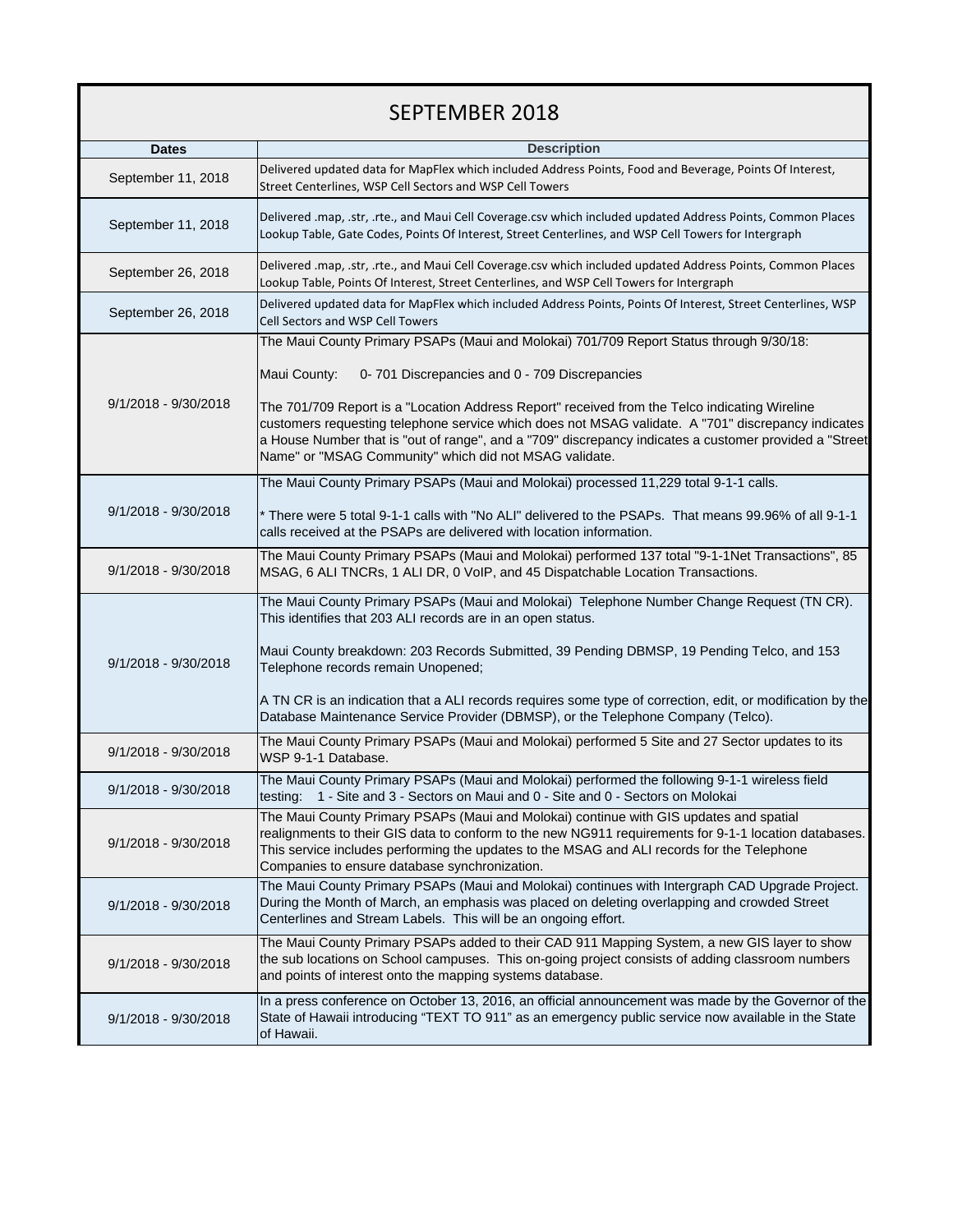# SEPTEMBER 2018

| Dates | Description |
| --- | --- |
| September 11, 2018 | Delivered updated data for MapFlex which included Address Points, Food and Beverage, Points Of Interest, Street Centerlines, WSP Cell Sectors and WSP Cell Towers |
| September 11, 2018 | Delivered .map, .str, .rte., and Maui Cell Coverage.csv which included updated Address Points, Common Places Lookup Table, Gate Codes, Points Of Interest, Street Centerlines, and WSP Cell Towers for Intergraph |
| September 26, 2018 | Delivered .map, .str, .rte., and Maui Cell Coverage.csv which included updated Address Points, Common Places Lookup Table, Points Of Interest, Street Centerlines, and WSP Cell Towers for Intergraph |
| September 26, 2018 | Delivered updated data for MapFlex which included Address Points, Points Of Interest, Street Centerlines, WSP Cell Sectors and WSP Cell Towers |
| 9/1/2018 - 9/30/2018 | The Maui County Primary PSAPs (Maui and Molokai) 701/709 Report Status through 9/30/18:<br><br>Maui County: 0- 701 Discrepancies and 0 - 709 Discrepancies<br><br>The 701/709 Report is a "Location Address Report" received from the Telco indicating Wireline customers requesting telephone service which does not MSAG validate. A "701" discrepancy indicates a House Number that is "out of range", and a "709" discrepancy indicates a customer provided a "Street Name" or "MSAG Community" which did not MSAG validate. |
| 9/1/2018 - 9/30/2018 | The Maui County Primary PSAPs (Maui and Molokai) processed 11,229 total 9-1-1 calls.<br><br>* There were 5 total 9-1-1 calls with "No ALI" delivered to the PSAPs. That means 99.96% of all 9-1-1 calls received at the PSAPs are delivered with location information. |
| 9/1/2018 - 9/30/2018 | The Maui County Primary PSAPs (Maui and Molokai) performed 137 total "9-1-1Net Transactions", 85 MSAG, 6 ALI TNCRs, 1 ALI DR, 0 VoIP, and 45 Dispatchable Location Transactions. |
| 9/1/2018 - 9/30/2018 | The Maui County Primary PSAPs (Maui and Molokai) Telephone Number Change Request (TN CR). This identifies that 203 ALI records are in an open status.<br><br>Maui County breakdown: 203 Records Submitted, 39 Pending DBMSP, 19 Pending Telco, and 153 Telephone records remain Unopened;<br><br>A TN CR is an indication that a ALI records requires some type of correction, edit, or modification by the Database Maintenance Service Provider (DBMSP), or the Telephone Company (Telco). |
| 9/1/2018 - 9/30/2018 | The Maui County Primary PSAPs (Maui and Molokai) performed 5 Site and 27 Sector updates to its WSP 9-1-1 Database. |
| 9/1/2018 - 9/30/2018 | The Maui County Primary PSAPs (Maui and Molokai) performed the following 9-1-1 wireless field testing: 1 - Site and 3 - Sectors on Maui and 0 - Site and 0 - Sectors on Molokai |
| 9/1/2018 - 9/30/2018 | The Maui County Primary PSAPs (Maui and Molokai) continue with GIS updates and spatial realignments to their GIS data to conform to the new NG911 requirements for 9-1-1 location databases. This service includes performing the updates to the MSAG and ALI records for the Telephone Companies to ensure database synchronization. |
| 9/1/2018 - 9/30/2018 | The Maui County Primary PSAPs (Maui and Molokai) continues with Intergraph CAD Upgrade Project. During the Month of March, an emphasis was placed on deleting overlapping and crowded Street Centerlines and Stream Labels. This will be an ongoing effort. |
| 9/1/2018 - 9/30/2018 | The Maui County Primary PSAPs added to their CAD 911 Mapping System, a new GIS layer to show the sub locations on School campuses. This on-going project consists of adding classroom numbers and points of interest onto the mapping systems database. |
| 9/1/2018 - 9/30/2018 | In a press conference on October 13, 2016, an official announcement was made by the Governor of the State of Hawaii introducing "TEXT TO 911" as an emergency public service now available in the State of Hawaii. |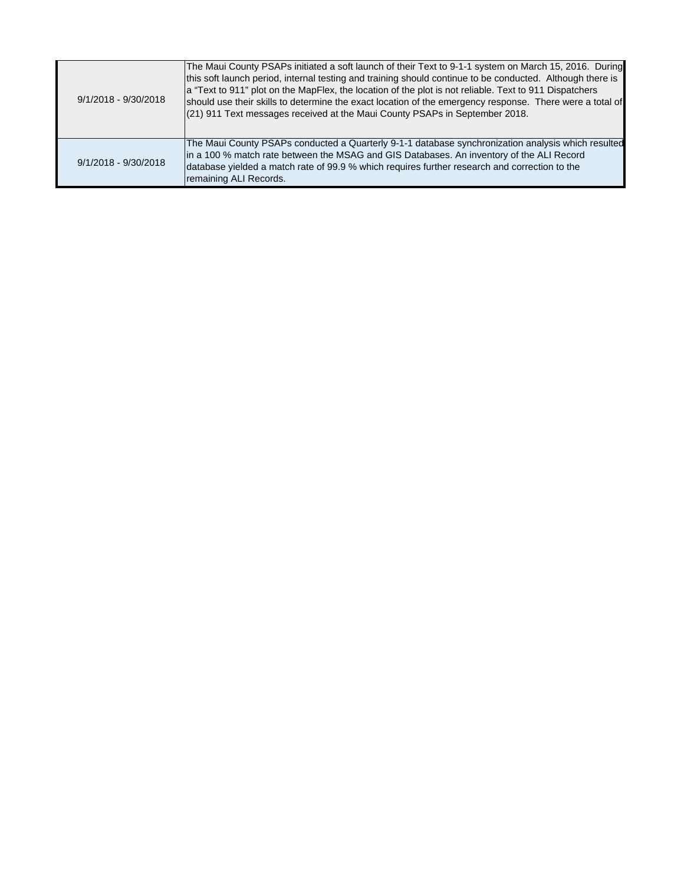| | |
|---|---|
| 9/1/2018 - 9/30/2018 | The Maui County PSAPs initiated a soft launch of their Text to 9-1-1 system on March 15, 2016. During this soft launch period, internal testing and training should continue to be conducted. Although there is a "Text to 911" plot on the MapFlex, the location of the plot is not reliable. Text to 911 Dispatchers should use their skills to determine the exact location of the emergency response. There were a total of (21) 911 Text messages received at the Maui County PSAPs in September 2018. |
| 9/1/2018 - 9/30/2018 | The Maui County PSAPs conducted a Quarterly 9-1-1 database synchronization analysis which resulted in a 100 % match rate between the MSAG and GIS Databases. An inventory of the ALI Record database yielded a match rate of 99.9 % which requires further research and correction to the remaining ALI Records. |